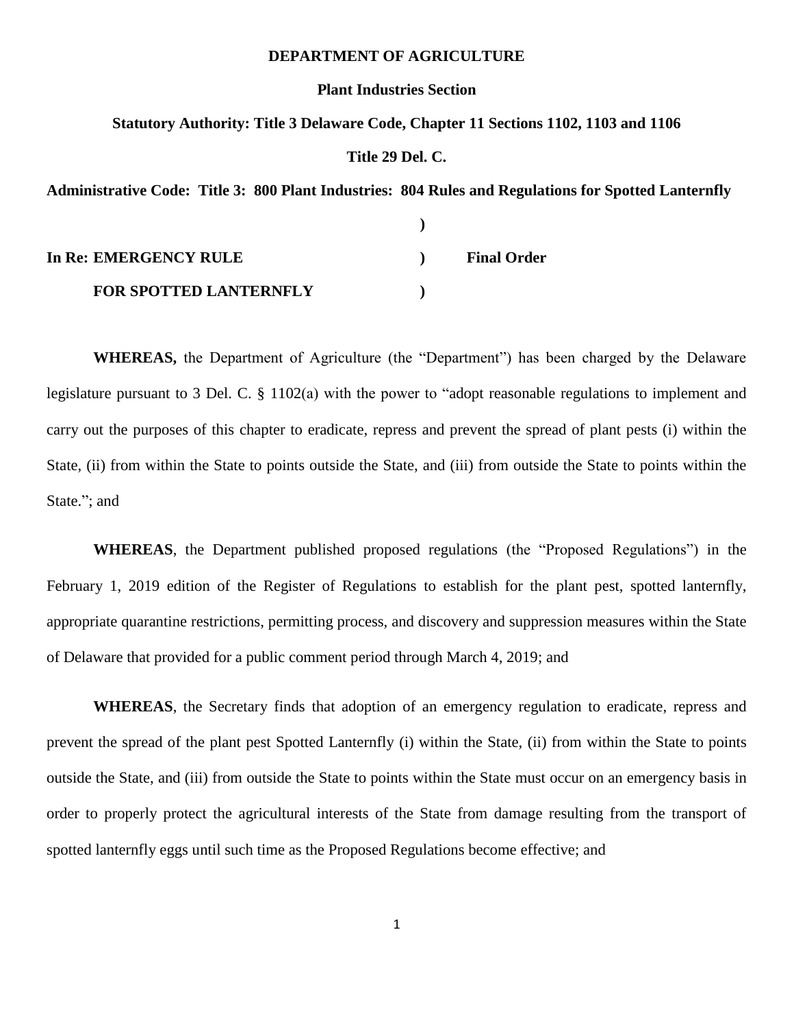**DEPARTMENT OF AGRICULTURE**

**Plant Industries Section**

**Statutory Authority: Title 3 Delaware Code, Chapter 11 Sections 1102, 1103 and 1106**

**Title 29 Del. C.**

**Administrative Code: Title 3: 800 Plant Industries: 804 Rules and Regulations for Spotted Lanternfly**

| | | |
|---|---|---|
| | ) | |
| **In Re: EMERGENCY RULE** | ) | **Final Order** |
| **FOR SPOTTED LANTERNFLY** | ) | |

**WHEREAS,** the Department of Agriculture (the "Department") has been charged by the Delaware legislature pursuant to 3 Del. C. § 1102(a) with the power to "adopt reasonable regulations to implement and carry out the purposes of this chapter to eradicate, repress and prevent the spread of plant pests (i) within the State, (ii) from within the State to points outside the State, and (iii) from outside the State to points within the State."; and

**WHEREAS**, the Department published proposed regulations (the "Proposed Regulations") in the February 1, 2019 edition of the Register of Regulations to establish for the plant pest, spotted lanternfly, appropriate quarantine restrictions, permitting process, and discovery and suppression measures within the State of Delaware that provided for a public comment period through March 4, 2019; and

**WHEREAS**, the Secretary finds that adoption of an emergency regulation to eradicate, repress and prevent the spread of the plant pest Spotted Lanternfly (i) within the State, (ii) from within the State to points outside the State, and (iii) from outside the State to points within the State must occur on an emergency basis in order to properly protect the agricultural interests of the State from damage resulting from the transport of spotted lanternfly eggs until such time as the Proposed Regulations become effective; and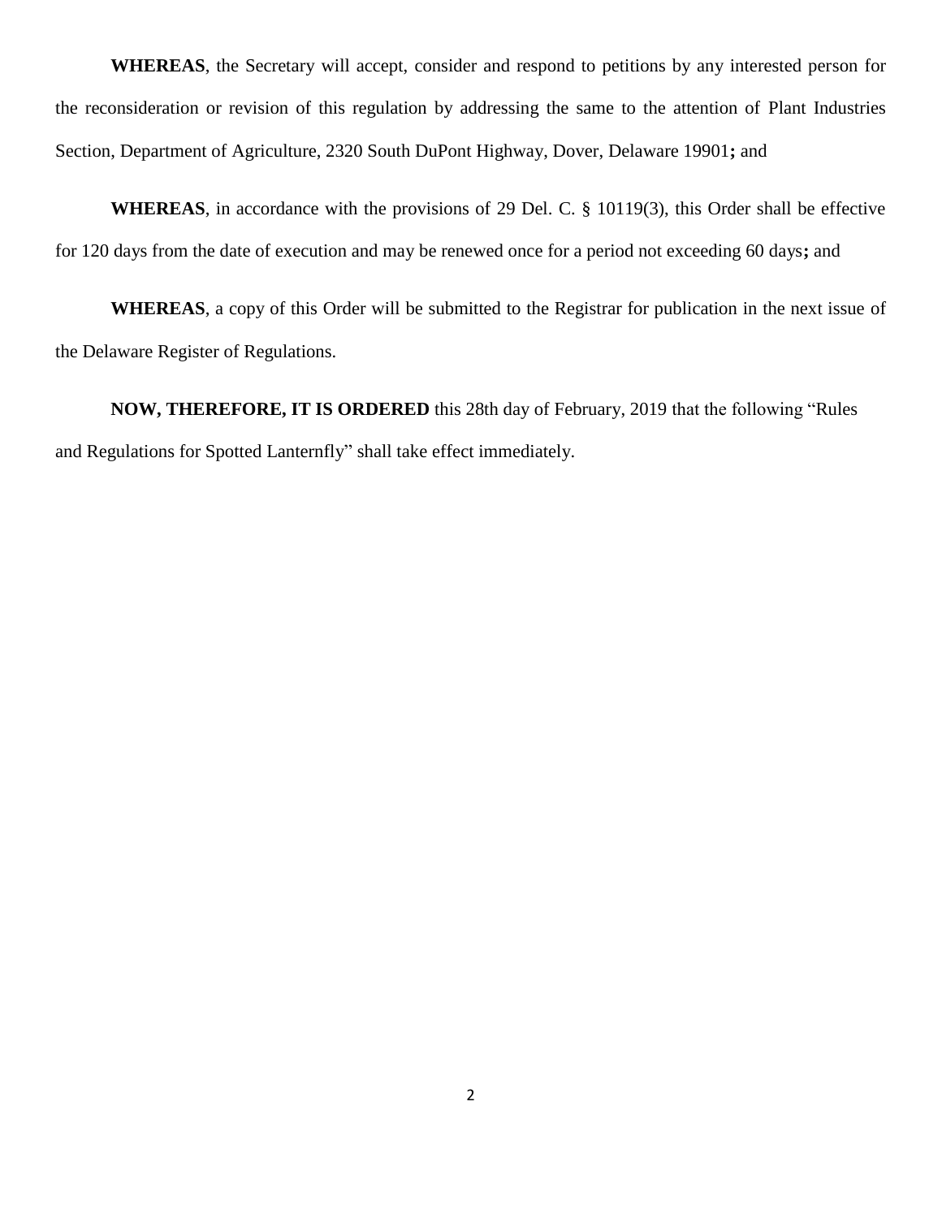**WHEREAS**, the Secretary will accept, consider and respond to petitions by any interested person for the reconsideration or revision of this regulation by addressing the same to the attention of Plant Industries Section, Department of Agriculture, 2320 South DuPont Highway, Dover, Delaware 19901**;** and

**WHEREAS**, in accordance with the provisions of 29 Del. C. § 10119(3), this Order shall be effective for 120 days from the date of execution and may be renewed once for a period not exceeding 60 days**;** and

**WHEREAS**, a copy of this Order will be submitted to the Registrar for publication in the next issue of the Delaware Register of Regulations.

**NOW, THEREFORE, IT IS ORDERED** this 28th day of February, 2019 that the following "Rules and Regulations for Spotted Lanternfly" shall take effect immediately.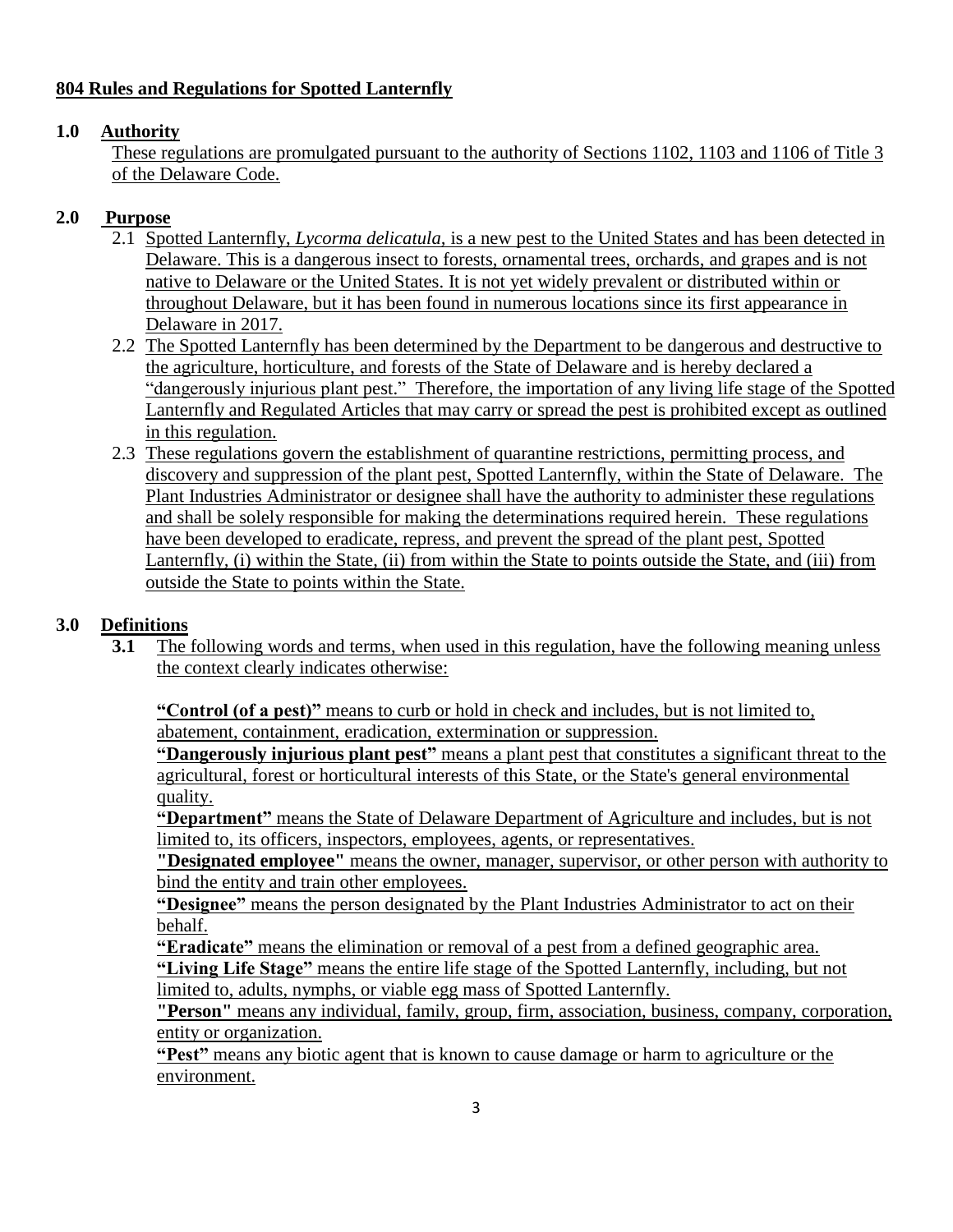## 804 Rules and Regulations for Spotted Lanternfly

### 1.0 Authority

These regulations are promulgated pursuant to the authority of Sections 1102, 1103 and 1106 of Title 3 of the Delaware Code.

### 2.0 Purpose

2.1 Spotted Lanternfly, *Lycorma delicatula*, is a new pest to the United States and has been detected in Delaware. This is a dangerous insect to forests, ornamental trees, orchards, and grapes and is not native to Delaware or the United States. It is not yet widely prevalent or distributed within or throughout Delaware, but it has been found in numerous locations since its first appearance in Delaware in 2017.

2.2 The Spotted Lanternfly has been determined by the Department to be dangerous and destructive to the agriculture, horticulture, and forests of the State of Delaware and is hereby declared a "dangerously injurious plant pest." Therefore, the importation of any living life stage of the Spotted Lanternfly and Regulated Articles that may carry or spread the pest is prohibited except as outlined in this regulation.

2.3 These regulations govern the establishment of quarantine restrictions, permitting process, and discovery and suppression of the plant pest, Spotted Lanternfly, within the State of Delaware. The Plant Industries Administrator or designee shall have the authority to administer these regulations and shall be solely responsible for making the determinations required herein. These regulations have been developed to eradicate, repress, and prevent the spread of the plant pest, Spotted Lanternfly, (i) within the State, (ii) from within the State to points outside the State, and (iii) from outside the State to points within the State.

### 3.0 Definitions

**3.1** The following words and terms, when used in this regulation, have the following meaning unless the context clearly indicates otherwise:

**"Control (of a pest)"** means to curb or hold in check and includes, but is not limited to, abatement, containment, eradication, extermination or suppression.

**"Dangerously injurious plant pest"** means a plant pest that constitutes a significant threat to the agricultural, forest or horticultural interests of this State, or the State's general environmental quality.

**"Department"** means the State of Delaware Department of Agriculture and includes, but is not limited to, its officers, inspectors, employees, agents, or representatives.

**"Designated employee"** means the owner, manager, supervisor, or other person with authority to bind the entity and train other employees.

**"Designee"** means the person designated by the Plant Industries Administrator to act on their behalf.

**"Eradicate"** means the elimination or removal of a pest from a defined geographic area.

**"Living Life Stage"** means the entire life stage of the Spotted Lanternfly, including, but not limited to, adults, nymphs, or viable egg mass of Spotted Lanternfly.

**"Person"** means any individual, family, group, firm, association, business, company, corporation, entity or organization.

**"Pest"** means any biotic agent that is known to cause damage or harm to agriculture or the environment.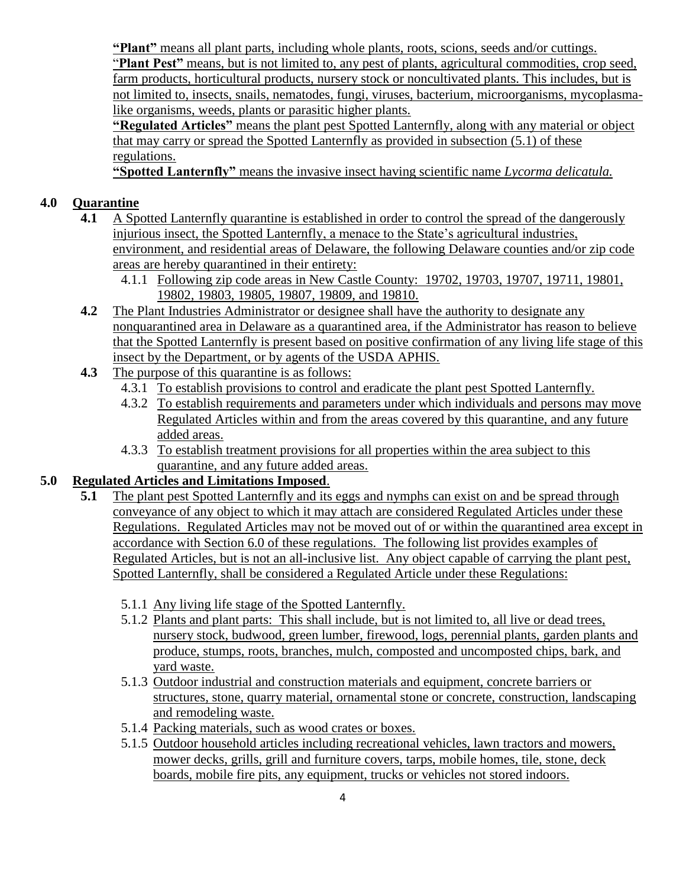**"Plant"** means all plant parts, including whole plants, roots, scions, seeds and/or cuttings.

"**Plant Pest"** means, but is not limited to, any pest of plants, agricultural commodities, crop seed, farm products, horticultural products, nursery stock or noncultivated plants. This includes, but is not limited to, insects, snails, nematodes, fungi, viruses, bacterium, microorganisms, mycoplasma-like organisms, weeds, plants or parasitic higher plants.

**"Regulated Articles"** means the plant pest Spotted Lanternfly, along with any material or object that may carry or spread the Spotted Lanternfly as provided in subsection (5.1) of these regulations.

**"Spotted Lanternfly"** means the invasive insect having scientific name *Lycorma delicatula.*

## 4.0 Quarantine

**4.1** A Spotted Lanternfly quarantine is established in order to control the spread of the dangerously injurious insect, the Spotted Lanternfly, a menace to the State's agricultural industries, environment, and residential areas of Delaware, the following Delaware counties and/or zip code areas are hereby quarantined in their entirety:

- 4.1.1 Following zip code areas in New Castle County: 19702, 19703, 19707, 19711, 19801, 19802, 19803, 19805, 19807, 19809, and 19810.

**4.2** The Plant Industries Administrator or designee shall have the authority to designate any nonquarantined area in Delaware as a quarantined area, if the Administrator has reason to believe that the Spotted Lanternfly is present based on positive confirmation of any living life stage of this insect by the Department, or by agents of the USDA APHIS.

**4.3** The purpose of this quarantine is as follows:

- 4.3.1 To establish provisions to control and eradicate the plant pest Spotted Lanternfly.
- 4.3.2 To establish requirements and parameters under which individuals and persons may move Regulated Articles within and from the areas covered by this quarantine, and any future added areas.
- 4.3.3 To establish treatment provisions for all properties within the area subject to this quarantine, and any future added areas.

## 5.0 Regulated Articles and Limitations Imposed.

**5.1** The plant pest Spotted Lanternfly and its eggs and nymphs can exist on and be spread through conveyance of any object to which it may attach are considered Regulated Articles under these Regulations. Regulated Articles may not be moved out of or within the quarantined area except in accordance with Section 6.0 of these regulations. The following list provides examples of Regulated Articles, but is not an all-inclusive list. Any object capable of carrying the plant pest, Spotted Lanternfly, shall be considered a Regulated Article under these Regulations:

- 5.1.1 Any living life stage of the Spotted Lanternfly.
- 5.1.2 Plants and plant parts: This shall include, but is not limited to, all live or dead trees, nursery stock, budwood, green lumber, firewood, logs, perennial plants, garden plants and produce, stumps, roots, branches, mulch, composted and uncomposted chips, bark, and yard waste.
- 5.1.3 Outdoor industrial and construction materials and equipment, concrete barriers or structures, stone, quarry material, ornamental stone or concrete, construction, landscaping and remodeling waste.
- 5.1.4 Packing materials, such as wood crates or boxes.
- 5.1.5 Outdoor household articles including recreational vehicles, lawn tractors and mowers, mower decks, grills, grill and furniture covers, tarps, mobile homes, tile, stone, deck boards, mobile fire pits, any equipment, trucks or vehicles not stored indoors.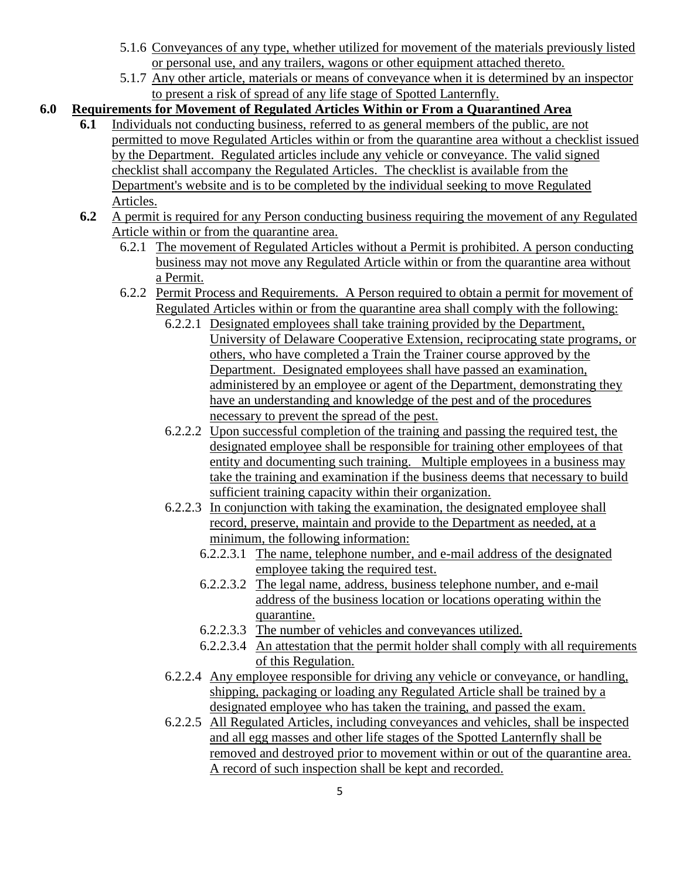5.1.6 Conveyances of any type, whether utilized for movement of the materials previously listed or personal use, and any trailers, wagons or other equipment attached thereto.

5.1.7 Any other article, materials or means of conveyance when it is determined by an inspector to present a risk of spread of any life stage of Spotted Lanternfly.

## 6.0 Requirements for Movement of Regulated Articles Within or From a Quarantined Area

**6.1** Individuals not conducting business, referred to as general members of the public, are not permitted to move Regulated Articles within or from the quarantine area without a checklist issued by the Department. Regulated articles include any vehicle or conveyance. The valid signed checklist shall accompany the Regulated Articles. The checklist is available from the Department's website and is to be completed by the individual seeking to move Regulated Articles.

**6.2** A permit is required for any Person conducting business requiring the movement of any Regulated Article within or from the quarantine area.

6.2.1 The movement of Regulated Articles without a Permit is prohibited. A person conducting business may not move any Regulated Article within or from the quarantine area without a Permit.

6.2.2 Permit Process and Requirements. A Person required to obtain a permit for movement of Regulated Articles within or from the quarantine area shall comply with the following:

6.2.2.1 Designated employees shall take training provided by the Department, University of Delaware Cooperative Extension, reciprocating state programs, or others, who have completed a Train the Trainer course approved by the Department. Designated employees shall have passed an examination, administered by an employee or agent of the Department, demonstrating they have an understanding and knowledge of the pest and of the procedures necessary to prevent the spread of the pest.

6.2.2.2 Upon successful completion of the training and passing the required test, the designated employee shall be responsible for training other employees of that entity and documenting such training. Multiple employees in a business may take the training and examination if the business deems that necessary to build sufficient training capacity within their organization.

6.2.2.3 In conjunction with taking the examination, the designated employee shall record, preserve, maintain and provide to the Department as needed, at a minimum, the following information:

6.2.2.3.1 The name, telephone number, and e-mail address of the designated employee taking the required test.

6.2.2.3.2 The legal name, address, business telephone number, and e-mail address of the business location or locations operating within the quarantine.

6.2.2.3.3 The number of vehicles and conveyances utilized.

6.2.2.3.4 An attestation that the permit holder shall comply with all requirements of this Regulation.

6.2.2.4 Any employee responsible for driving any vehicle or conveyance, or handling, shipping, packaging or loading any Regulated Article shall be trained by a designated employee who has taken the training, and passed the exam.

6.2.2.5 All Regulated Articles, including conveyances and vehicles, shall be inspected and all egg masses and other life stages of the Spotted Lanternfly shall be removed and destroyed prior to movement within or out of the quarantine area. A record of such inspection shall be kept and recorded.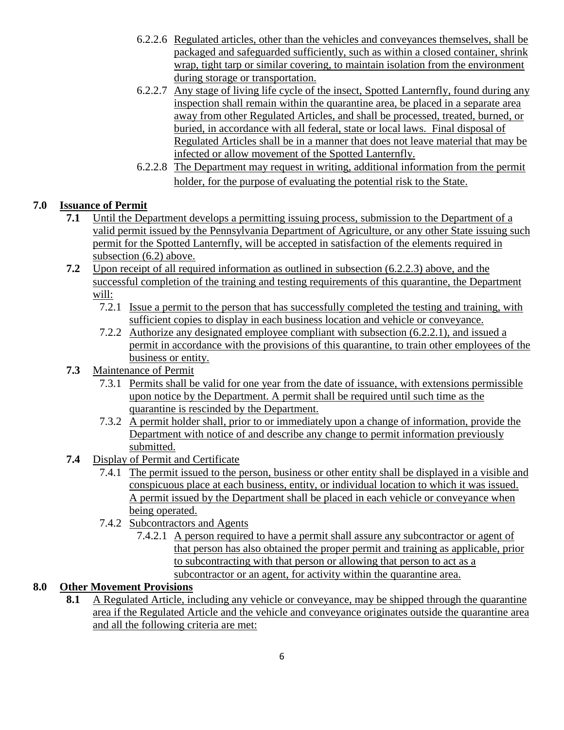6.2.2.6 Regulated articles, other than the vehicles and conveyances themselves, shall be packaged and safeguarded sufficiently, such as within a closed container, shrink wrap, tight tarp or similar covering, to maintain isolation from the environment during storage or transportation.

6.2.2.7 Any stage of living life cycle of the insect, Spotted Lanternfly, found during any inspection shall remain within the quarantine area, be placed in a separate area away from other Regulated Articles, and shall be processed, treated, burned, or buried, in accordance with all federal, state or local laws. Final disposal of Regulated Articles shall be in a manner that does not leave material that may be infected or allow movement of the Spotted Lanternfly.

6.2.2.8 The Department may request in writing, additional information from the permit holder, for the purpose of evaluating the potential risk to the State.

## 7.0 Issuance of Permit

**7.1** Until the Department develops a permitting issuing process, submission to the Department of a valid permit issued by the Pennsylvania Department of Agriculture, or any other State issuing such permit for the Spotted Lanternfly, will be accepted in satisfaction of the elements required in subsection (6.2) above.

**7.2** Upon receipt of all required information as outlined in subsection (6.2.2.3) above, and the successful completion of the training and testing requirements of this quarantine, the Department will:

7.2.1 Issue a permit to the person that has successfully completed the testing and training, with sufficient copies to display in each business location and vehicle or conveyance.

7.2.2 Authorize any designated employee compliant with subsection (6.2.2.1), and issued a permit in accordance with the provisions of this quarantine, to train other employees of the business or entity.

**7.3** Maintenance of Permit

7.3.1 Permits shall be valid for one year from the date of issuance, with extensions permissible upon notice by the Department. A permit shall be required until such time as the quarantine is rescinded by the Department.

7.3.2 A permit holder shall, prior to or immediately upon a change of information, provide the Department with notice of and describe any change to permit information previously submitted.

**7.4** Display of Permit and Certificate

7.4.1 The permit issued to the person, business or other entity shall be displayed in a visible and conspicuous place at each business, entity, or individual location to which it was issued. A permit issued by the Department shall be placed in each vehicle or conveyance when being operated.

7.4.2 Subcontractors and Agents

7.4.2.1 A person required to have a permit shall assure any subcontractor or agent of that person has also obtained the proper permit and training as applicable, prior to subcontracting with that person or allowing that person to act as a subcontractor or an agent, for activity within the quarantine area.

## 8.0 Other Movement Provisions

**8.1** A Regulated Article, including any vehicle or conveyance, may be shipped through the quarantine area if the Regulated Article and the vehicle and conveyance originates outside the quarantine area and all the following criteria are met: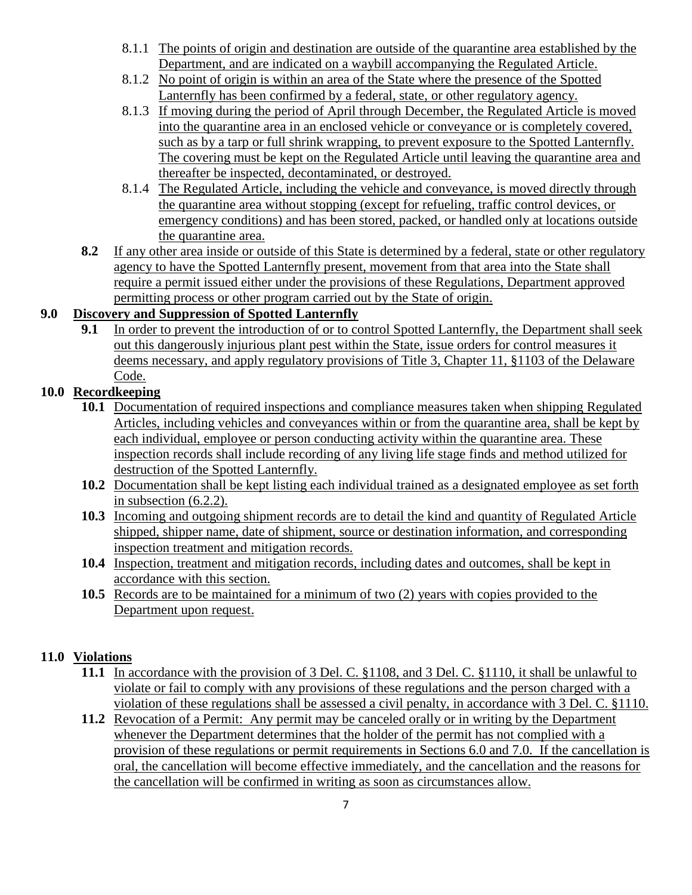8.1.1 The points of origin and destination are outside of the quarantine area established by the Department, and are indicated on a waybill accompanying the Regulated Article.

8.1.2 No point of origin is within an area of the State where the presence of the Spotted Lanternfly has been confirmed by a federal, state, or other regulatory agency.

8.1.3 If moving during the period of April through December, the Regulated Article is moved into the quarantine area in an enclosed vehicle or conveyance or is completely covered, such as by a tarp or full shrink wrapping, to prevent exposure to the Spotted Lanternfly. The covering must be kept on the Regulated Article until leaving the quarantine area and thereafter be inspected, decontaminated, or destroyed.

8.1.4 The Regulated Article, including the vehicle and conveyance, is moved directly through the quarantine area without stopping (except for refueling, traffic control devices, or emergency conditions) and has been stored, packed, or handled only at locations outside the quarantine area.

**8.2** If any other area inside or outside of this State is determined by a federal, state or other regulatory agency to have the Spotted Lanternfly present, movement from that area into the State shall require a permit issued either under the provisions of these Regulations, Department approved permitting process or other program carried out by the State of origin.

## 9.0 Discovery and Suppression of Spotted Lanternfly

**9.1** In order to prevent the introduction of or to control Spotted Lanternfly, the Department shall seek out this dangerously injurious plant pest within the State, issue orders for control measures it deems necessary, and apply regulatory provisions of Title 3, Chapter 11, §1103 of the Delaware Code.

## 10.0 Recordkeeping

**10.1** Documentation of required inspections and compliance measures taken when shipping Regulated Articles, including vehicles and conveyances within or from the quarantine area, shall be kept by each individual, employee or person conducting activity within the quarantine area. These inspection records shall include recording of any living life stage finds and method utilized for destruction of the Spotted Lanternfly.

**10.2** Documentation shall be kept listing each individual trained as a designated employee as set forth in subsection (6.2.2).

**10.3** Incoming and outgoing shipment records are to detail the kind and quantity of Regulated Article shipped, shipper name, date of shipment, source or destination information, and corresponding inspection treatment and mitigation records.

**10.4** Inspection, treatment and mitigation records, including dates and outcomes, shall be kept in accordance with this section.

**10.5** Records are to be maintained for a minimum of two (2) years with copies provided to the Department upon request.

## 11.0 Violations

**11.1** In accordance with the provision of 3 Del. C. §1108, and 3 Del. C. §1110, it shall be unlawful to violate or fail to comply with any provisions of these regulations and the person charged with a violation of these regulations shall be assessed a civil penalty, in accordance with 3 Del. C. §1110.

**11.2** Revocation of a Permit: Any permit may be canceled orally or in writing by the Department whenever the Department determines that the holder of the permit has not complied with a provision of these regulations or permit requirements in Sections 6.0 and 7.0. If the cancellation is oral, the cancellation will become effective immediately, and the cancellation and the reasons for the cancellation will be confirmed in writing as soon as circumstances allow.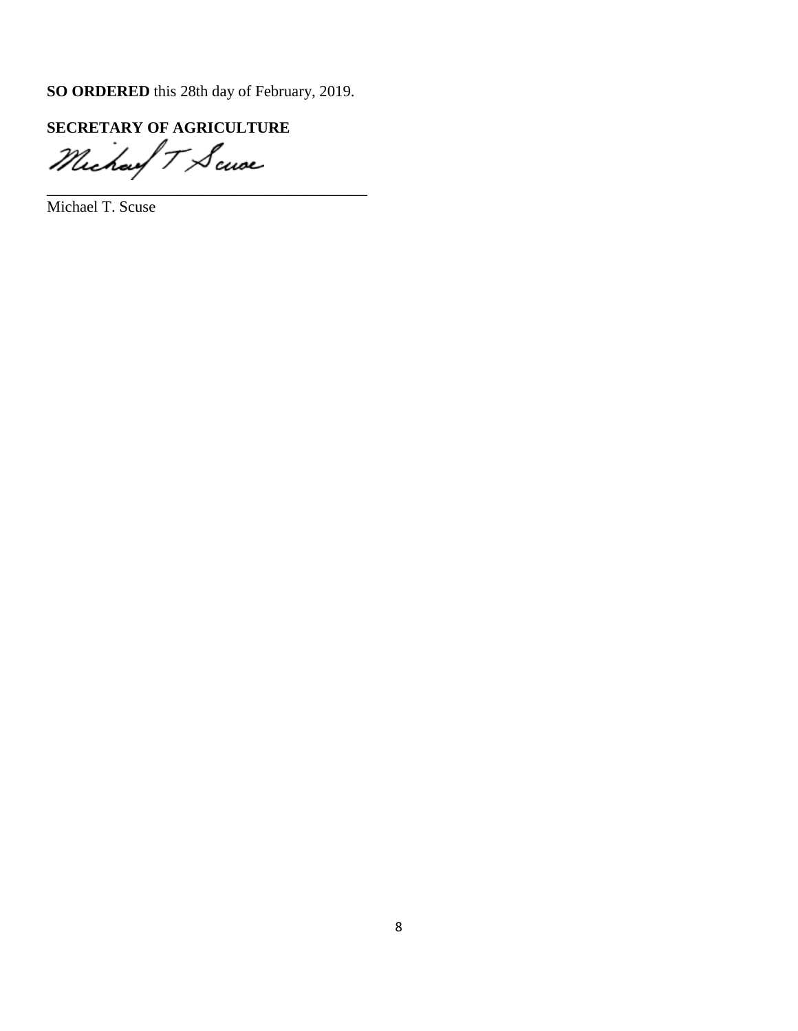**SO ORDERED** this 28th day of February, 2019.

**SECRETARY OF AGRICULTURE**

\_\_\_\_\_\_\_\_\_\_\_\_\_\_\_\_\_\_\_\_\_\_\_\_\_\_\_\_\_\_\_\_\_\_\_\_\_\_\_\_

Michael T. Scuse